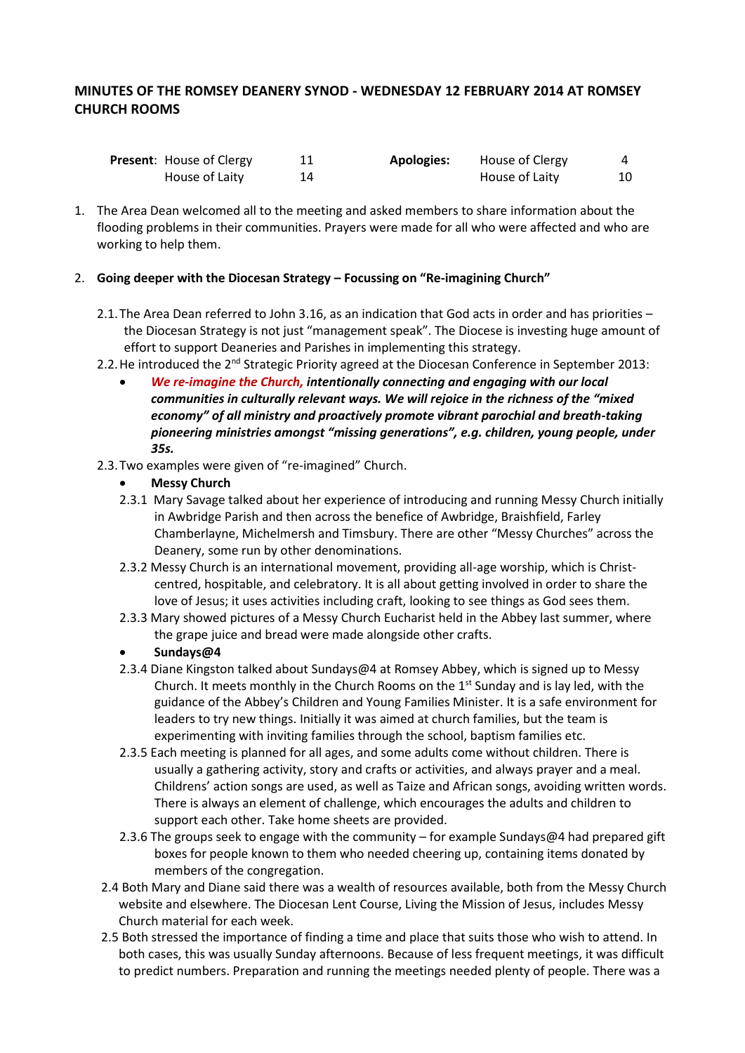# MINUTES OF THE ROMSEY DEANERY SYNOD - WEDNESDAY 12 FEBRUARY 2014 AT ROMSEY CHURCH ROOMS

| **Present**: | House of Clergy | 11 | **Apologies:** | House of Clergy | 4 |
|---|---|---|---|---|---|
| | House of Laity | 14 | | House of Laity | 10 |

1. The Area Dean welcomed all to the meeting and asked members to share information about the flooding problems in their communities. Prayers were made for all who were affected and who are working to help them.

2. **Going deeper with the Diocesan Strategy – Focussing on "Re-imagining Church"**

   2.1. The Area Dean referred to John 3.16, as an indication that God acts in order and has priorities – the Diocesan Strategy is not just "management speak". The Diocese is investing huge amount of effort to support Deaneries and Parishes in implementing this strategy.

   2.2. He introduced the 2nd Strategic Priority agreed at the Diocesan Conference in September 2013:

   - ***We re-imagine the Church,* *intentionally connecting and engaging with our local communities in culturally relevant ways. We will rejoice in the richness of the "mixed economy" of all ministry and proactively promote vibrant parochial and breath-taking pioneering ministries amongst "missing generations", e.g. children, young people, under 35s.***

   2.3. Two examples were given of "re-imagined" Church.

   - **Messy Church**

   2.3.1 Mary Savage talked about her experience of introducing and running Messy Church initially in Awbridge Parish and then across the benefice of Awbridge, Braishfield, Farley Chamberlayne, Michelmersh and Timsbury. There are other "Messy Churches" across the Deanery, some run by other denominations.

   2.3.2 Messy Church is an international movement, providing all-age worship, which is Christ-centred, hospitable, and celebratory. It is all about getting involved in order to share the love of Jesus; it uses activities including craft, looking to see things as God sees them.

   2.3.3 Mary showed pictures of a Messy Church Eucharist held in the Abbey last summer, where the grape juice and bread were made alongside other crafts.

   - **Sundays@4**

   2.3.4 Diane Kingston talked about Sundays@4 at Romsey Abbey, which is signed up to Messy Church. It meets monthly in the Church Rooms on the 1st Sunday and is lay led, with the guidance of the Abbey's Children and Young Families Minister. It is a safe environment for leaders to try new things. Initially it was aimed at church families, but the team is experimenting with inviting families through the school, baptism families etc.

   2.3.5 Each meeting is planned for all ages, and some adults come without children. There is usually a gathering activity, story and crafts or activities, and always prayer and a meal. Childrens' action songs are used, as well as Taize and African songs, avoiding written words. There is always an element of challenge, which encourages the adults and children to support each other. Take home sheets are provided.

   2.3.6 The groups seek to engage with the community – for example Sundays@4 had prepared gift boxes for people known to them who needed cheering up, containing items donated by members of the congregation.

   2.4 Both Mary and Diane said there was a wealth of resources available, both from the Messy Church website and elsewhere. The Diocesan Lent Course, Living the Mission of Jesus, includes Messy Church material for each week.

   2.5 Both stressed the importance of finding a time and place that suits those who wish to attend. In both cases, this was usually Sunday afternoons. Because of less frequent meetings, it was difficult to predict numbers. Preparation and running the meetings needed plenty of people. There was a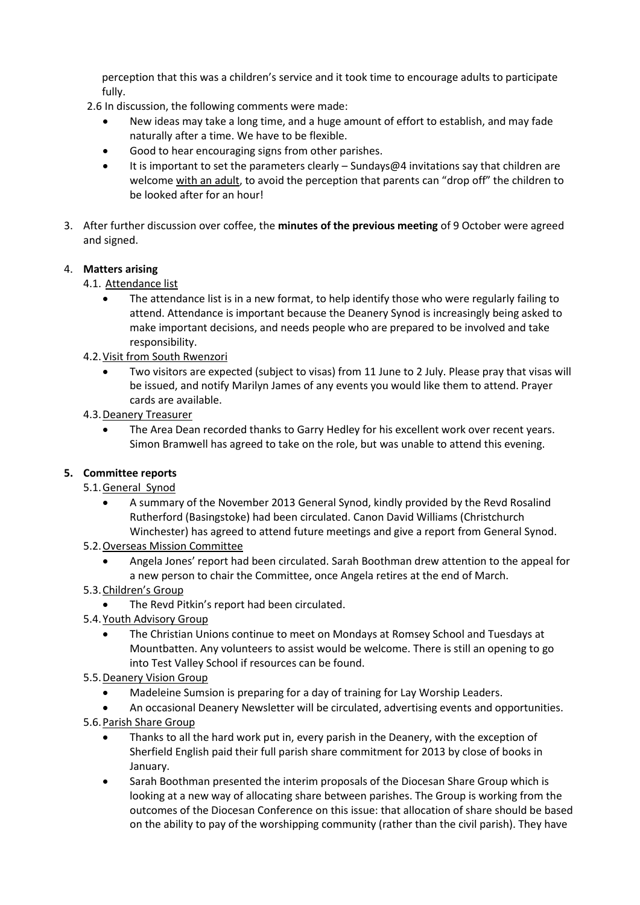perception that this was a children's service and it took time to encourage adults to participate fully.

2.6 In discussion, the following comments were made:

- New ideas may take a long time, and a huge amount of effort to establish, and may fade naturally after a time. We have to be flexible.
- Good to hear encouraging signs from other parishes.
- It is important to set the parameters clearly – Sundays@4 invitations say that children are welcome with an adult, to avoid the perception that parents can "drop off" the children to be looked after for an hour!

3. After further discussion over coffee, the **minutes of the previous meeting** of 9 October were agreed and signed.

4. **Matters arising**

4.1. Attendance list

- The attendance list is in a new format, to help identify those who were regularly failing to attend. Attendance is important because the Deanery Synod is increasingly being asked to make important decisions, and needs people who are prepared to be involved and take responsibility.

4.2. Visit from South Rwenzori

- Two visitors are expected (subject to visas) from 11 June to 2 July. Please pray that visas will be issued, and notify Marilyn James of any events you would like them to attend. Prayer cards are available.

4.3. Deanery Treasurer

- The Area Dean recorded thanks to Garry Hedley for his excellent work over recent years. Simon Bramwell has agreed to take on the role, but was unable to attend this evening.

**5. Committee reports**

5.1. General Synod

- A summary of the November 2013 General Synod, kindly provided by the Revd Rosalind Rutherford (Basingstoke) had been circulated. Canon David Williams (Christchurch Winchester) has agreed to attend future meetings and give a report from General Synod.

5.2. Overseas Mission Committee

- Angela Jones' report had been circulated. Sarah Boothman drew attention to the appeal for a new person to chair the Committee, once Angela retires at the end of March.

5.3. Children's Group

- The Revd Pitkin's report had been circulated.

5.4. Youth Advisory Group

- The Christian Unions continue to meet on Mondays at Romsey School and Tuesdays at Mountbatten. Any volunteers to assist would be welcome. There is still an opening to go into Test Valley School if resources can be found.

5.5. Deanery Vision Group

- Madeleine Sumsion is preparing for a day of training for Lay Worship Leaders.
- An occasional Deanery Newsletter will be circulated, advertising events and opportunities.

5.6. Parish Share Group

- Thanks to all the hard work put in, every parish in the Deanery, with the exception of Sherfield English paid their full parish share commitment for 2013 by close of books in January.
- Sarah Boothman presented the interim proposals of the Diocesan Share Group which is looking at a new way of allocating share between parishes. The Group is working from the outcomes of the Diocesan Conference on this issue: that allocation of share should be based on the ability to pay of the worshipping community (rather than the civil parish). They have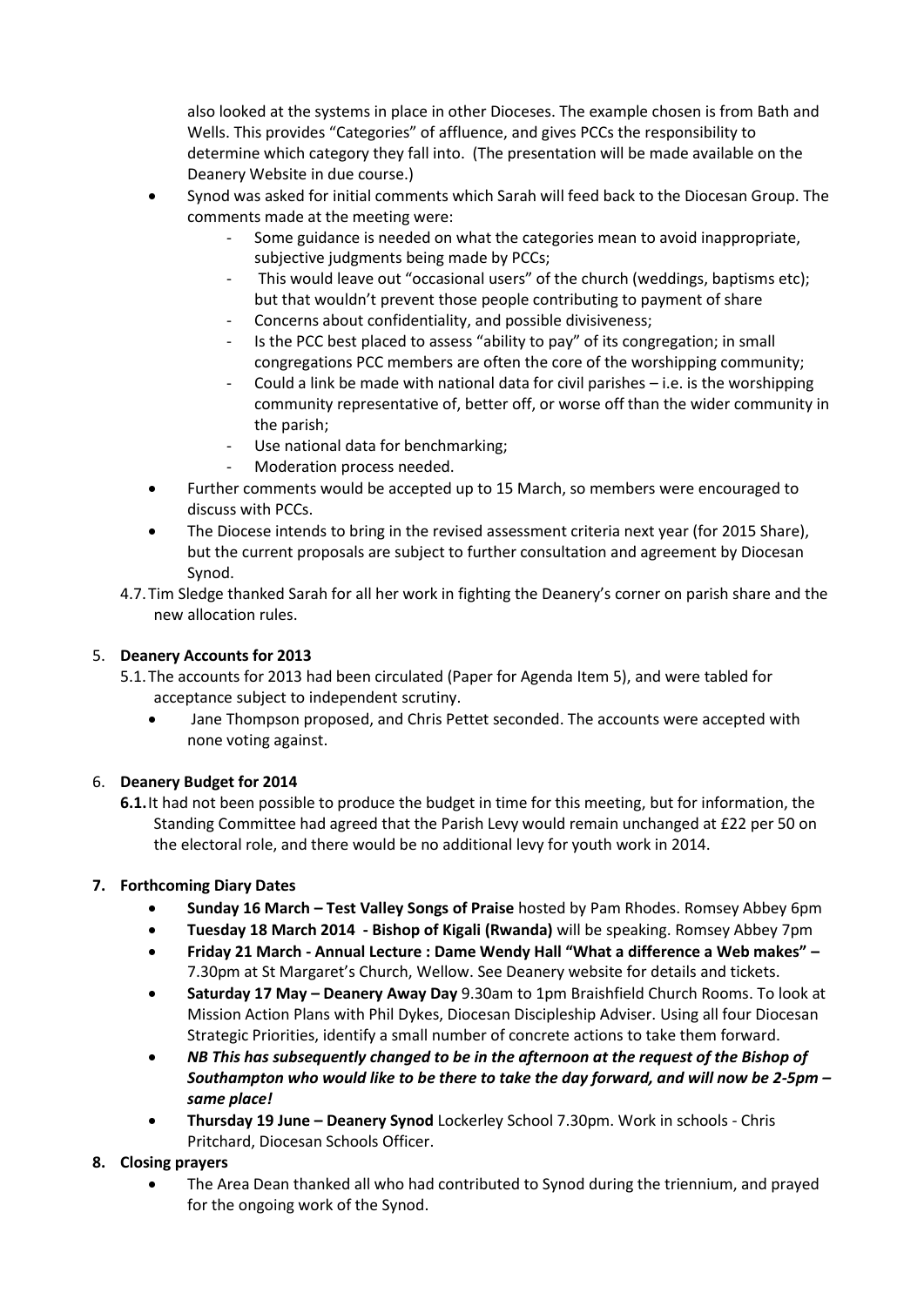also looked at the systems in place in other Dioceses. The example chosen is from Bath and Wells. This provides "Categories" of affluence, and gives PCCs the responsibility to determine which category they fall into. (The presentation will be made available on the Deanery Website in due course.)

- Synod was asked for initial comments which Sarah will feed back to the Diocesan Group. The comments made at the meeting were:
  - Some guidance is needed on what the categories mean to avoid inappropriate, subjective judgments being made by PCCs;
  - This would leave out "occasional users" of the church (weddings, baptisms etc); but that wouldn't prevent those people contributing to payment of share
  - Concerns about confidentiality, and possible divisiveness;
  - Is the PCC best placed to assess "ability to pay" of its congregation; in small congregations PCC members are often the core of the worshipping community;
  - Could a link be made with national data for civil parishes – i.e. is the worshipping community representative of, better off, or worse off than the wider community in the parish;
  - Use national data for benchmarking;
  - Moderation process needed.
- Further comments would be accepted up to 15 March, so members were encouraged to discuss with PCCs.
- The Diocese intends to bring in the revised assessment criteria next year (for 2015 Share), but the current proposals are subject to further consultation and agreement by Diocesan Synod.

4.7. Tim Sledge thanked Sarah for all her work in fighting the Deanery's corner on parish share and the new allocation rules.

5. **Deanery Accounts for 2013**

5.1. The accounts for 2013 had been circulated (Paper for Agenda Item 5), and were tabled for acceptance subject to independent scrutiny.

- Jane Thompson proposed, and Chris Pettet seconded. The accounts were accepted with none voting against.

6. **Deanery Budget for 2014**

**6.1.** It had not been possible to produce the budget in time for this meeting, but for information, the Standing Committee had agreed that the Parish Levy would remain unchanged at £22 per 50 on the electoral role, and there would be no additional levy for youth work in 2014.

7. **Forthcoming Diary Dates**

- **Sunday 16 March – Test Valley Songs of Praise** hosted by Pam Rhodes. Romsey Abbey 6pm
- **Tuesday 18 March 2014 - Bishop of Kigali (Rwanda)** will be speaking. Romsey Abbey 7pm
- **Friday 21 March - Annual Lecture : Dame Wendy Hall "What a difference a Web makes" –** 7.30pm at St Margaret's Church, Wellow. See Deanery website for details and tickets.
- **Saturday 17 May – Deanery Away Day** 9.30am to 1pm Braishfield Church Rooms. To look at Mission Action Plans with Phil Dykes, Diocesan Discipleship Adviser. Using all four Diocesan Strategic Priorities, identify a small number of concrete actions to take them forward.
- ***NB This has subsequently changed to be in the afternoon at the request of the Bishop of Southampton who would like to be there to take the day forward, and will now be 2-5pm – same place!***
- **Thursday 19 June – Deanery Synod** Lockerley School 7.30pm. Work in schools - Chris Pritchard, Diocesan Schools Officer.

8. **Closing prayers**

- The Area Dean thanked all who had contributed to Synod during the triennium, and prayed for the ongoing work of the Synod.